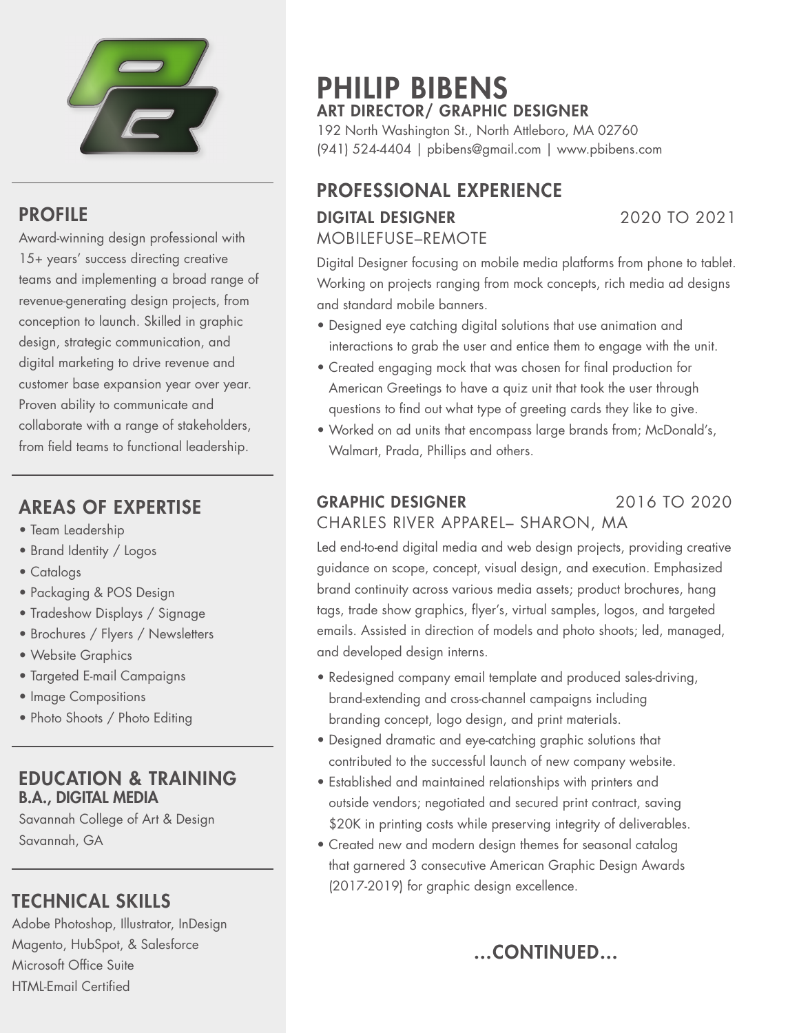# PHILIP BIBENS

## ART DIRECTOR/ GRAPHIC DESIGNER

192 North Washington St., North Attleboro, MA 02760
(941) 524-4404 | pbibens@gmail.com | www.pbibens.com

## PROFILE

Award-winning design professional with 15+ years' success directing creative teams and implementing a broad range of revenue-generating design projects, from conception to launch. Skilled in graphic design, strategic communication, and digital marketing to drive revenue and customer base expansion year over year. Proven ability to communicate and collaborate with a range of stakeholders, from field teams to functional leadership.

## AREAS OF EXPERTISE

- Team Leadership
- Brand Identity / Logos
- Catalogs
- Packaging & POS Design
- Tradeshow Displays / Signage
- Brochures / Flyers / Newsletters
- Website Graphics
- Targeted E-mail Campaigns
- Image Compositions
- Photo Shoots / Photo Editing

## EDUCATION & TRAINING

**B.A., DIGITAL MEDIA**

Savannah College of Art & Design
Savannah, GA

## TECHNICAL SKILLS

Adobe Photoshop, Illustrator, InDesign
Magento, HubSpot, & Salesforce
Microsoft Office Suite
HTML-Email Certified

## PROFESSIONAL EXPERIENCE

### DIGITAL DESIGNER — 2020 TO 2021

MOBILEFUSE–REMOTE

Digital Designer focusing on mobile media platforms from phone to tablet. Working on projects ranging from mock concepts, rich media ad designs and standard mobile banners.

- Designed eye catching digital solutions that use animation and interactions to grab the user and entice them to engage with the unit.
- Created engaging mock that was chosen for final production for American Greetings to have a quiz unit that took the user through questions to find out what type of greeting cards they like to give.
- Worked on ad units that encompass large brands from; McDonald's, Walmart, Prada, Phillips and others.

### GRAPHIC DESIGNER — 2016 TO 2020

CHARLES RIVER APPAREL– SHARON, MA

Led end-to-end digital media and web design projects, providing creative guidance on scope, concept, visual design, and execution. Emphasized brand continuity across various media assets; product brochures, hang tags, trade show graphics, flyer's, virtual samples, logos, and targeted emails. Assisted in direction of models and photo shoots; led, managed, and developed design interns.

- Redesigned company email template and produced sales-driving, brand-extending and cross-channel campaigns including branding concept, logo design, and print materials.
- Designed dramatic and eye-catching graphic solutions that contributed to the successful launch of new company website.
- Established and maintained relationships with printers and outside vendors; negotiated and secured print contract, saving $20K in printing costs while preserving integrity of deliverables.
- Created new and modern design themes for seasonal catalog that garnered 3 consecutive American Graphic Design Awards (2017-2019) for graphic design excellence.

...CONTINUED...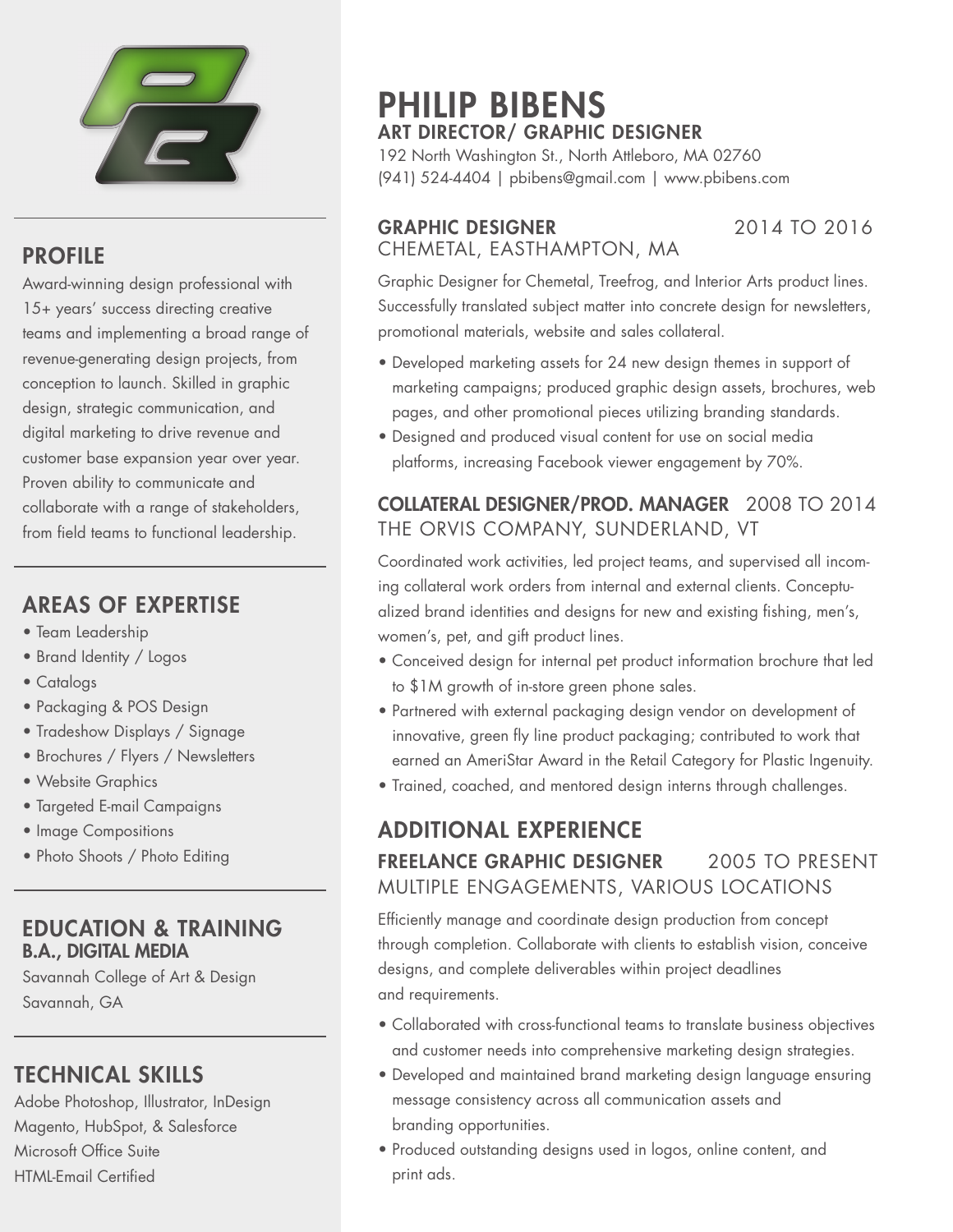# PHILIP BIBENS

## ART DIRECTOR/ GRAPHIC DESIGNER

192 North Washington St., North Attleboro, MA 02760
(941) 524-4404 | pbibens@gmail.com | www.pbibens.com

## PROFILE

Award-winning design professional with 15+ years' success directing creative teams and implementing a broad range of revenue-generating design projects, from conception to launch. Skilled in graphic design, strategic communication, and digital marketing to drive revenue and customer base expansion year over year. Proven ability to communicate and collaborate with a range of stakeholders, from field teams to functional leadership.

## AREAS OF EXPERTISE

- Team Leadership
- Brand Identity / Logos
- Catalogs
- Packaging & POS Design
- Tradeshow Displays / Signage
- Brochures / Flyers / Newsletters
- Website Graphics
- Targeted E-mail Campaigns
- Image Compositions
- Photo Shoots / Photo Editing

## EDUCATION & TRAINING

**B.A., DIGITAL MEDIA**
Savannah College of Art & Design
Savannah, GA

## TECHNICAL SKILLS

Adobe Photoshop, Illustrator, InDesign
Magento, HubSpot, & Salesforce
Microsoft Office Suite
HTML-Email Certified

### GRAPHIC DESIGNER — 2014 TO 2016

CHEMETAL, EASTHAMPTON, MA

Graphic Designer for Chemetal, Treefrog, and Interior Arts product lines. Successfully translated subject matter into concrete design for newsletters, promotional materials, website and sales collateral.

- Developed marketing assets for 24 new design themes in support of marketing campaigns; produced graphic design assets, brochures, web pages, and other promotional pieces utilizing branding standards.
- Designed and produced visual content for use on social media platforms, increasing Facebook viewer engagement by 70%.

### COLLATERAL DESIGNER/PROD. MANAGER — 2008 TO 2014

THE ORVIS COMPANY, SUNDERLAND, VT

Coordinated work activities, led project teams, and supervised all incoming collateral work orders from internal and external clients. Conceptualized brand identities and designs for new and existing fishing, men's, women's, pet, and gift product lines.

- Conceived design for internal pet product information brochure that led to $1M growth of in-store green phone sales.
- Partnered with external packaging design vendor on development of innovative, green fly line product packaging; contributed to work that earned an AmeriStar Award in the Retail Category for Plastic Ingenuity.
- Trained, coached, and mentored design interns through challenges.

## ADDITIONAL EXPERIENCE

### FREELANCE GRAPHIC DESIGNER — 2005 TO PRESENT

MULTIPLE ENGAGEMENTS, VARIOUS LOCATIONS

Efficiently manage and coordinate design production from concept through completion. Collaborate with clients to establish vision, conceive designs, and complete deliverables within project deadlines and requirements.

- Collaborated with cross-functional teams to translate business objectives and customer needs into comprehensive marketing design strategies.
- Developed and maintained brand marketing design language ensuring message consistency across all communication assets and branding opportunities.
- Produced outstanding designs used in logos, online content, and print ads.